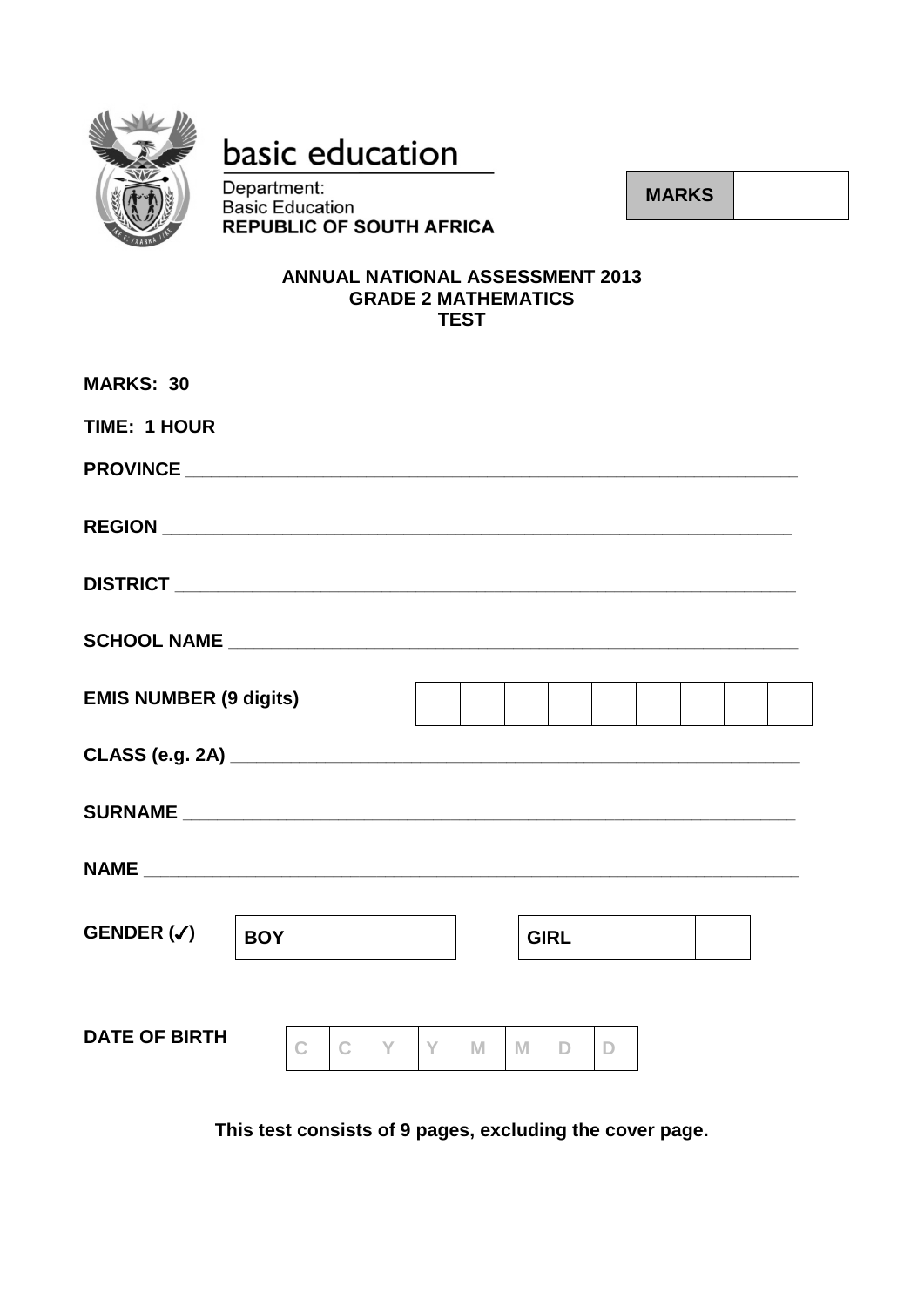basic education

Department:
Basic Education
**REPUBLIC OF SOUTH AFRICA**

| **MARKS** | |
|---|---|

**ANNUAL NATIONAL ASSESSMENT 2013**
**GRADE 2 MATHEMATICS**
**TEST**

**MARKS: 30**

**TIME: 1 HOUR**

**PROVINCE** ____________________________________________________________

**REGION** ____________________________________________________________

**DISTRICT** ____________________________________________________________

**SCHOOL NAME** ____________________________________________________________

**EMIS NUMBER (9 digits)**

| | | | | | | | | |
|---|---|---|---|---|---|---|---|---|

**CLASS (e.g. 2A)** ____________________________________________________________

**SURNAME** ____________________________________________________________

**NAME** ____________________________________________________________

**GENDER (✓)**

| **BOY** | | | **GIRL** | |
|---|---|---|---|---|

**DATE OF BIRTH**

| C | C | Y | Y | M | M | D | D |
|---|---|---|---|---|---|---|---|

**This test consists of 9 pages, excluding the cover page.**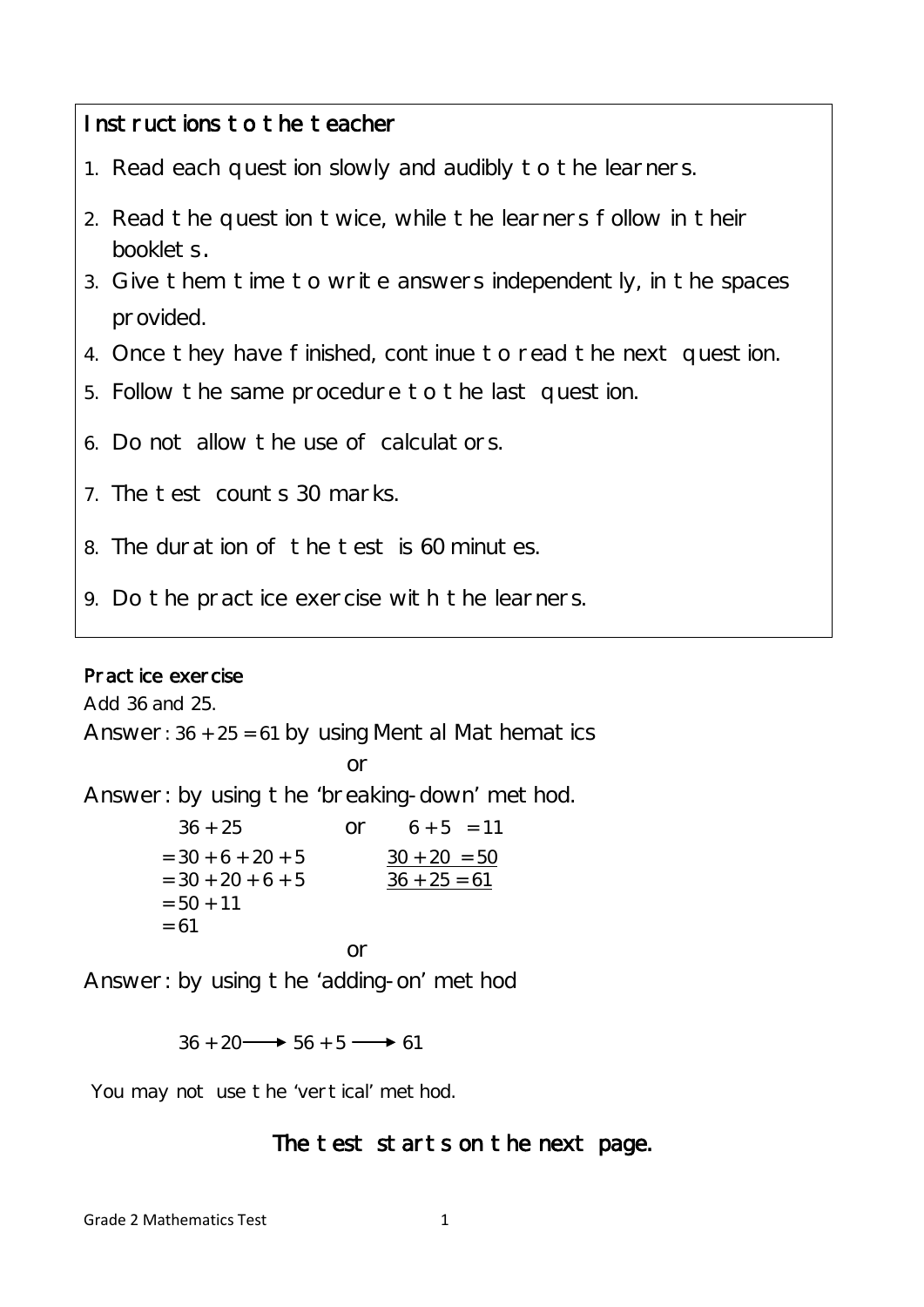## Instructions to the teacher

1. Read each question slowly and audibly to the learners.
2. Read the question twice, while the learners follow in their booklets.
3. Give them time to write answers independently, in the spaces provided.
4. Once they have finished, continue to read the next question.
5. Follow the same procedure to the last question.
6. Do not allow the use of calculators.
7. The test counts 30 marks.
8. The duration of the test is 60 minutes.
9. Do the practice exercise with the learners.

## Practice exercise

Add 36 and 25.

Answer: $36 + 25 = 61$ by using Mental Mathematics

or

Answer: by using the 'breaking-down' method.

$$
\begin{aligned}
&36 + 25 \\
&= 30 + 6 + 20 + 5 \\
&= 30 + 20 + 6 + 5 \\
&= 50 + 11 \\
&= 61
\end{aligned}
\qquad \text{or} \qquad
\begin{aligned}
&6 + 5 = 11 \\
&\underline{30 + 20 = 50} \\
&\underline{36 + 25 = 61}
\end{aligned}
$$

or

Answer: by using the 'adding-on' method

$$36 + 20 \longrightarrow 56 + 5 \longrightarrow 61$$

You may not use the 'vertical' method.

**The test starts on the next page.**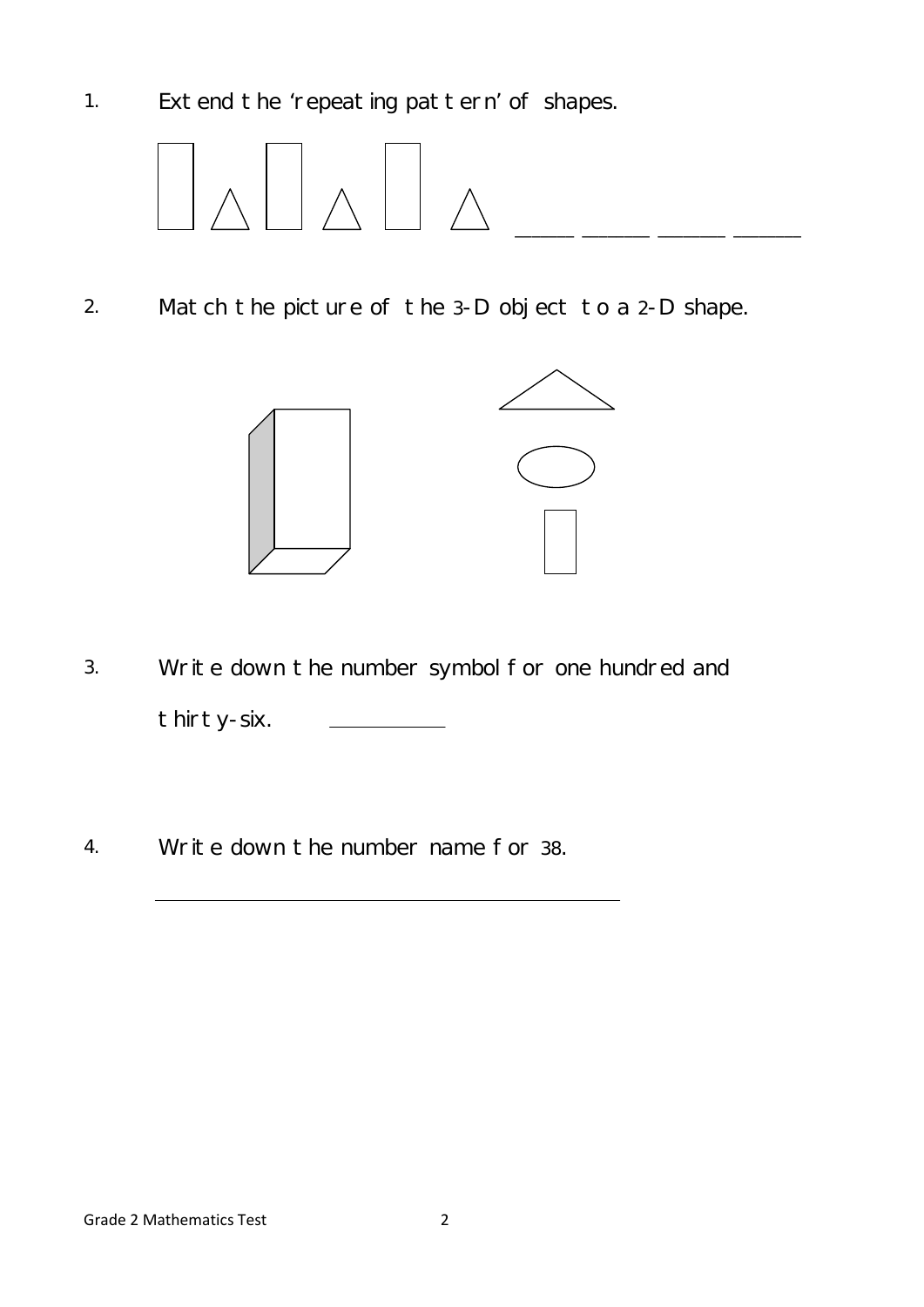1. Extend the 'repeating pattern' of shapes.

_____ _____ _____ _____

2. Match the picture of the 3-D object to a 2-D shape.

3. Write down the number symbol for one hundred and thirty-six. __________

4. Write down the number name for 38.

_______________________________________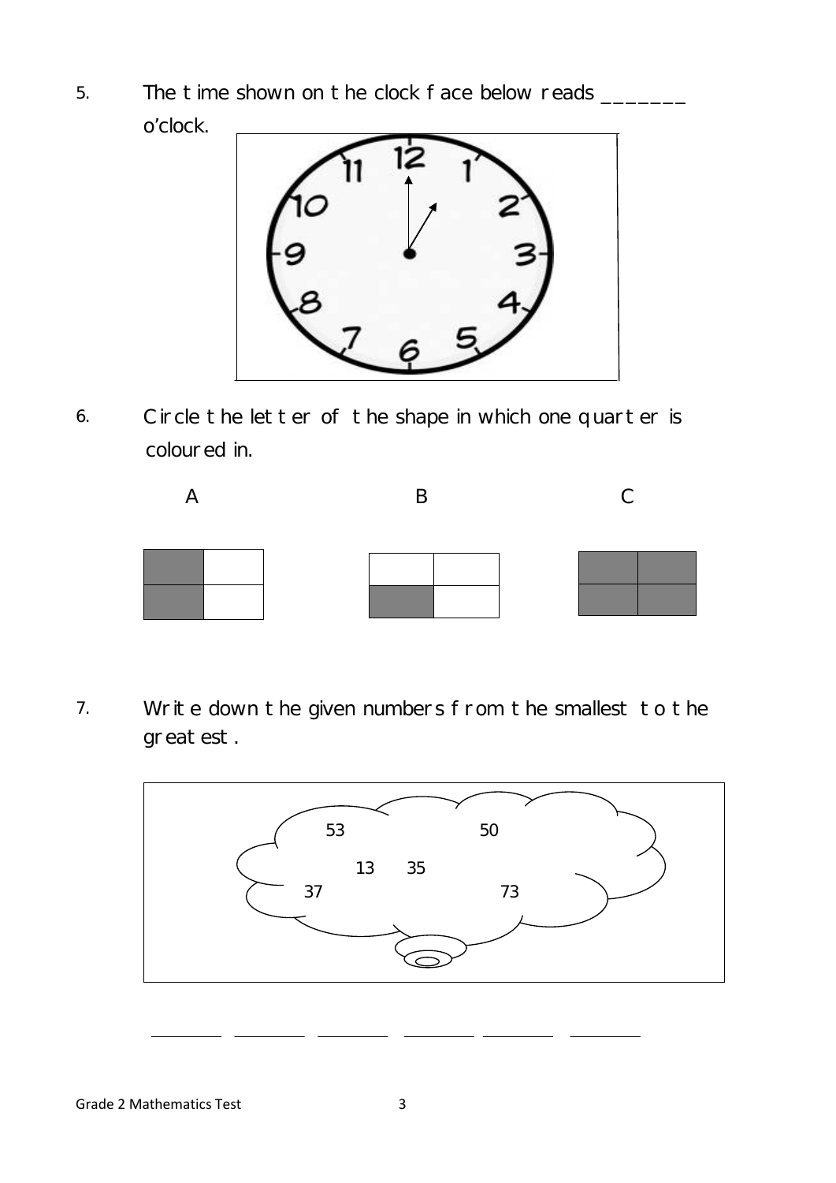5. The time shown on the clock face below reads _______ o'clock.

6. Circle the letter of the shape in which one quarter is coloured in.

A B C

7. Write down the given numbers from the smallest to the greatest.

53 50 13 35 37 73

________ ________ ________ ________ ________ ________

Grade 2 Mathematics Test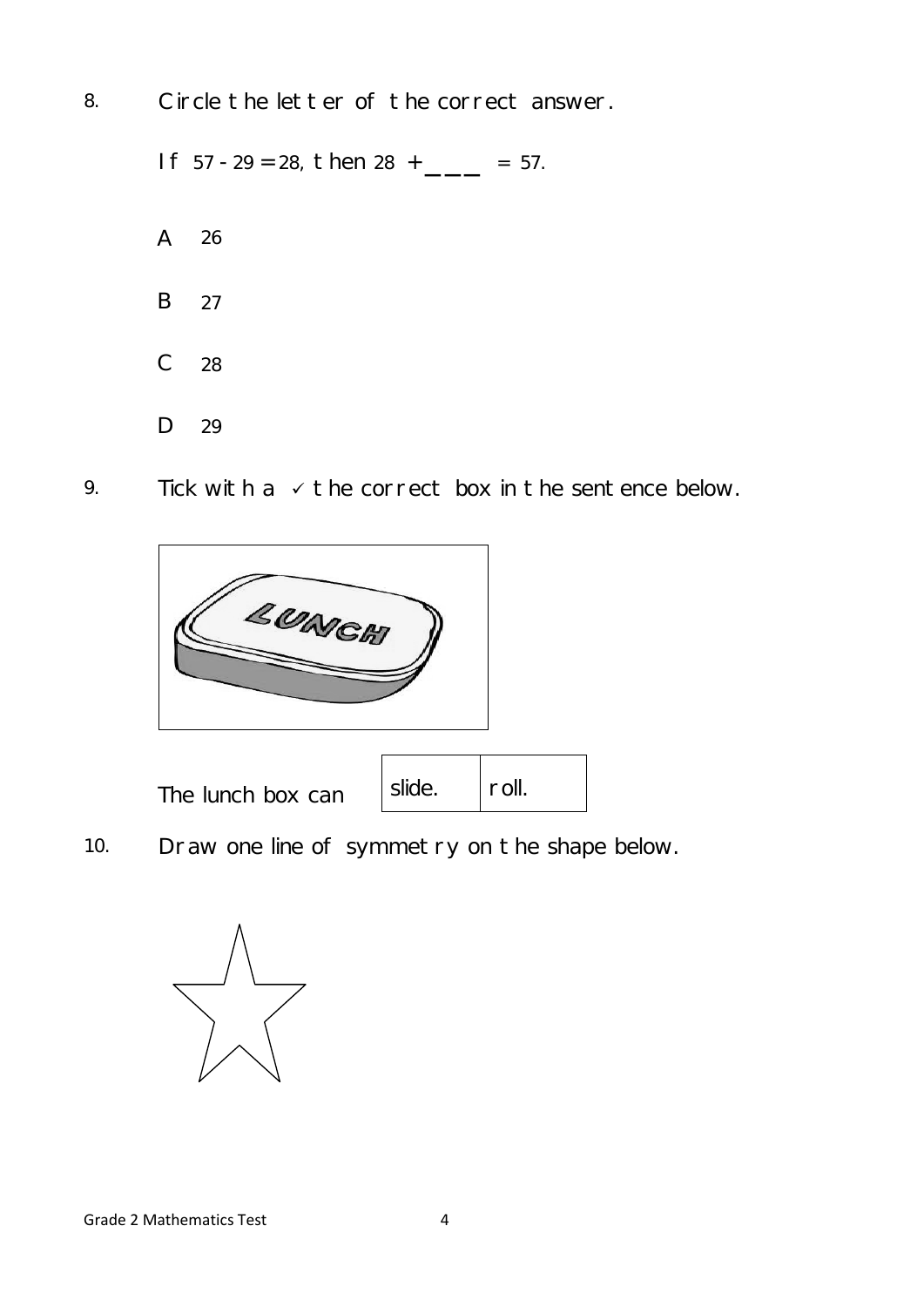8. Circle the letter of the correct answer.

   If $57 - 29 = 28$, then $28 + \_\_\_ = 57$.

   A 26

   B 27

   C 28

   D 29

9. Tick with a ✓ the correct box in the sentence below.

   The lunch box can

| slide. | roll. |
| --- | --- |

10. Draw one line of symmetry on the shape below.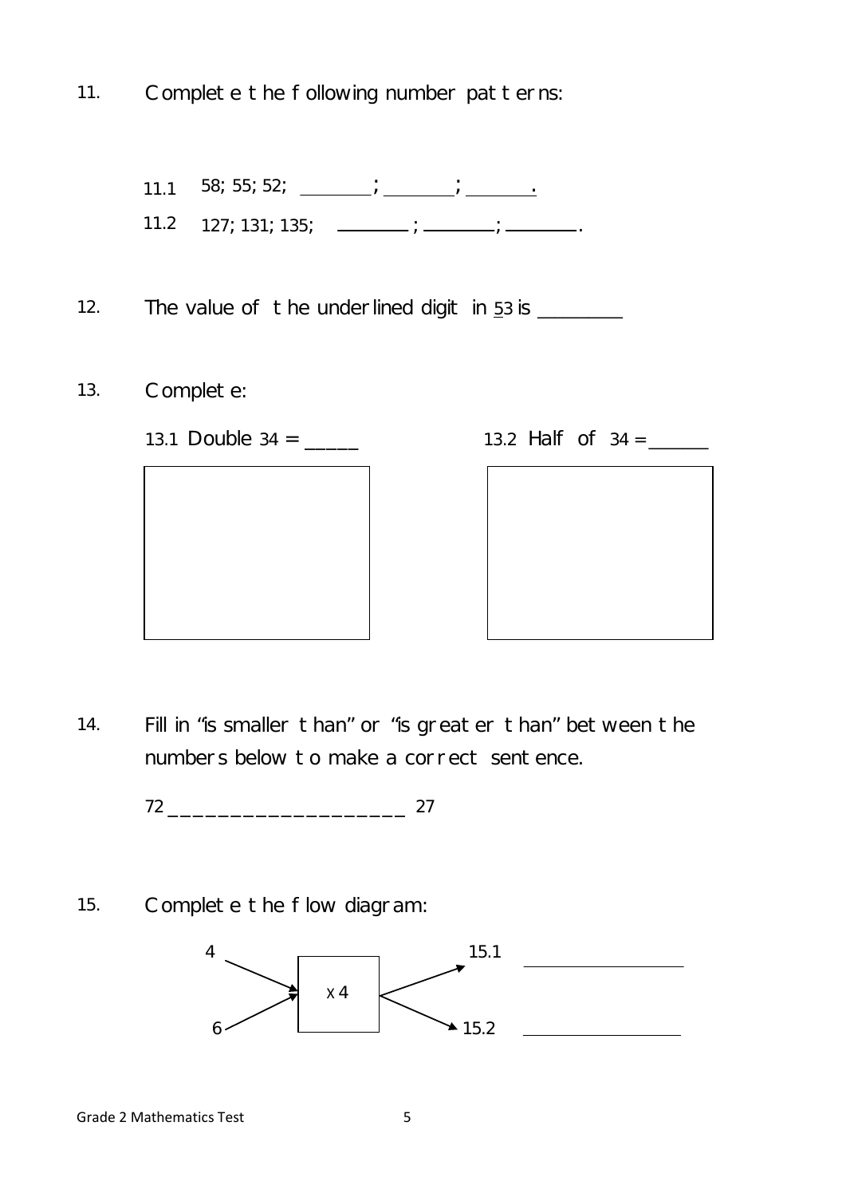11. Complete the following number patterns:

11.1 58; 55; 52; ________; ________; ________.

11.2 127; 131; 135; ________; ________; ________.

12. The value of the underlined digit in <u>5</u>3 is ________

13. Complete:

13.1 Double 34 = _____

13.2 Half of 34 = ______

14. Fill in "is smaller than" or "is greater than" between the numbers below to make a correct sentence.

72 ____________________ 27

15. Complete the flow diagram:

4 → x 4 → 15.1 ________________

6 → x 4 → 15.2 ________________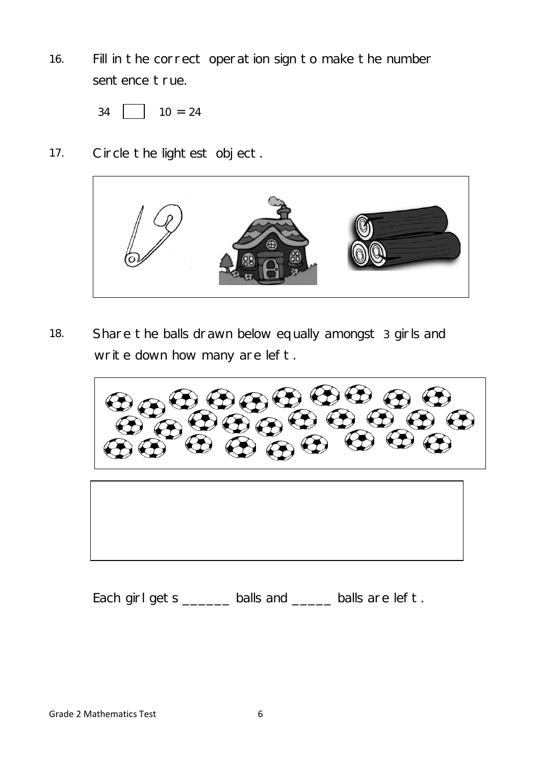16. Fill in the correct operation sign to make the number sentence true.

$34 \; \square \; 10 = 24$

17. Circle the lightest object.

18. Share the balls drawn below equally amongst 3 girls and write down how many are left.

Each girl gets ______ balls and _____ balls are left.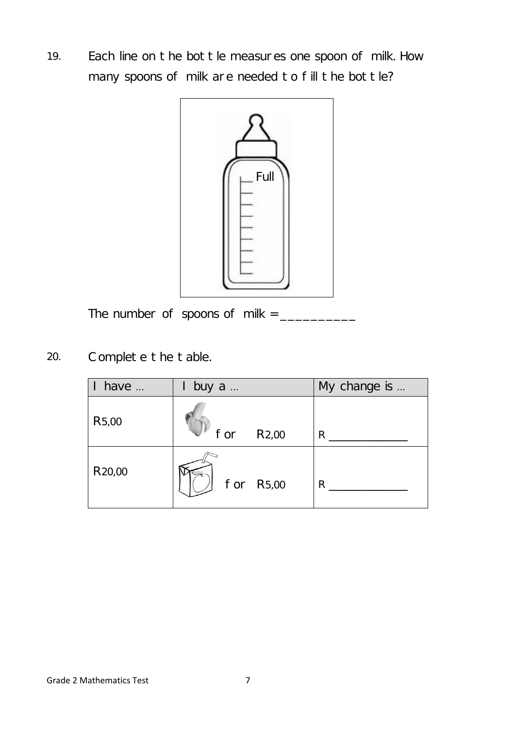19. Each line on the bottle measures one spoon of milk. How many spoons of milk are needed to fill the bottle?

Full

The number of spoons of milk = __________

20. Complete the table.

| I have … | I buy a … | My change is … |
|---|---|---|
| R5,00 | for R2,00 | R ____________ |
| R20,00 | for R5,00 | R ____________ |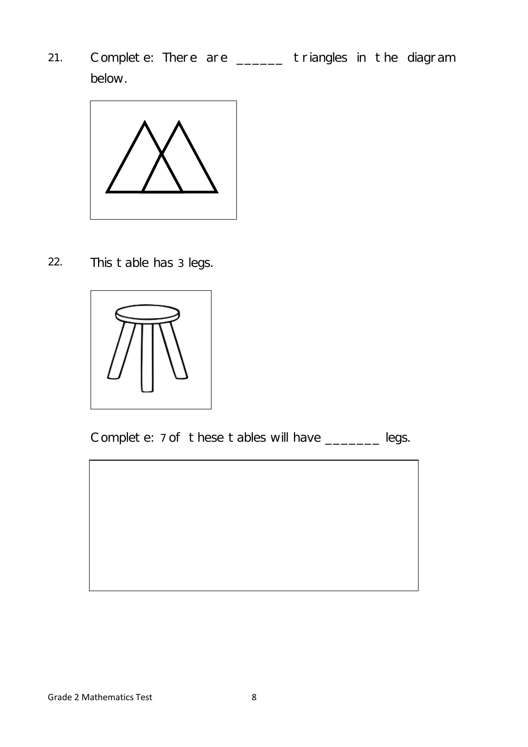21. Complete: There are ______ triangles in the diagram below.

22. This table has 3 legs.

Complete: 7 of these tables will have _______ legs.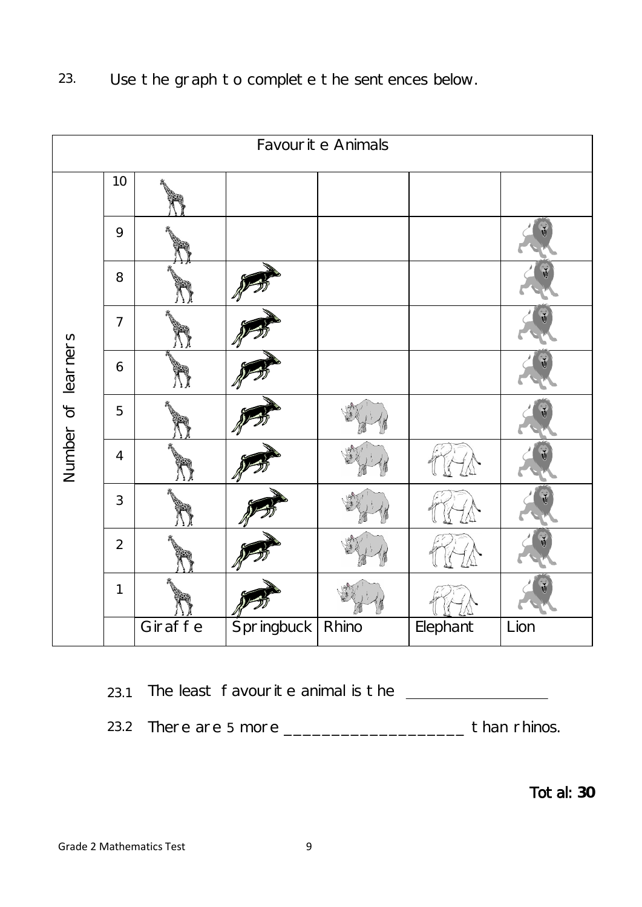23. Use the graph to complete the sentences below.

Favourite Animals

Number of learners

10
9
8
7
6
5
4
3
2
1

Giraffe
Springbuck
Rhino
Elephant
Lion

23.1 The least favourite animal is the ________________

23.2 There are 5 more __________________ than rhinos.

**Total: 30**